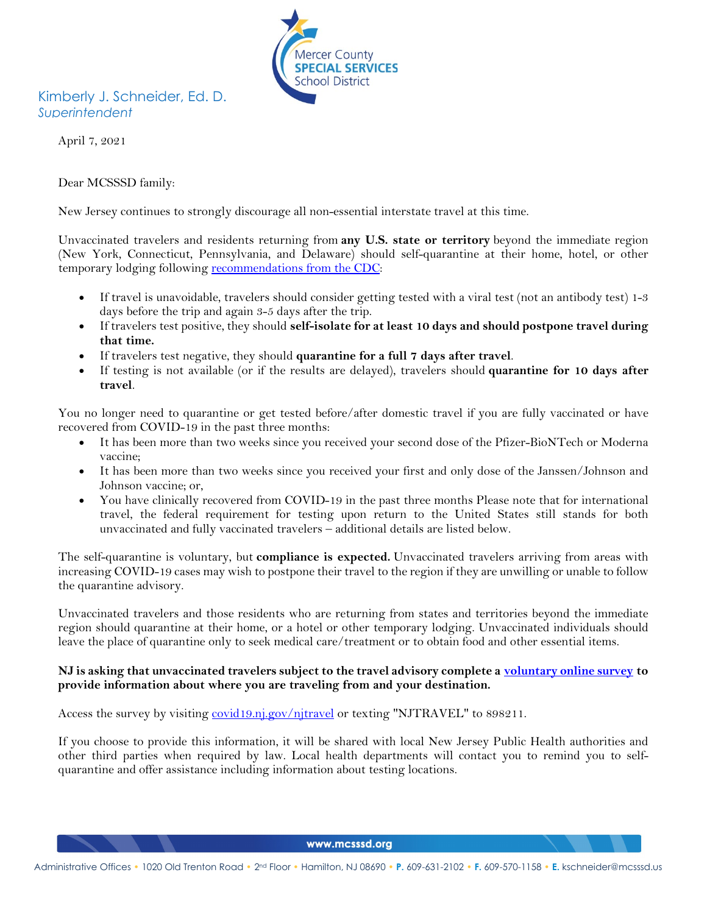Mercer County **SPECIAL SERVICES** School District

Kimberly J. Schneider, Ed. D.
*Superintendent*

April 7, 2021

Dear MCSSSD family:

New Jersey continues to strongly discourage all non-essential interstate travel at this time.

Unvaccinated travelers and residents returning from **any U.S. state or territory** beyond the immediate region (New York, Connecticut, Pennsylvania, and Delaware) should self-quarantine at their home, hotel, or other temporary lodging following [recommendations from the CDC](#):

- If travel is unavoidable, travelers should consider getting tested with a viral test (not an antibody test) 1-3 days before the trip and again 3-5 days after the trip.
- If travelers test positive, they should **self-isolate for at least 10 days and should postpone travel during that time.**
- If travelers test negative, they should **quarantine for a full 7 days after travel**.
- If testing is not available (or if the results are delayed), travelers should **quarantine for 10 days after travel**.

You no longer need to quarantine or get tested before/after domestic travel if you are fully vaccinated or have recovered from COVID-19 in the past three months:

- It has been more than two weeks since you received your second dose of the Pfizer-BioNTech or Moderna vaccine;
- It has been more than two weeks since you received your first and only dose of the Janssen/Johnson and Johnson vaccine; or,
- You have clinically recovered from COVID-19 in the past three months Please note that for international travel, the federal requirement for testing upon return to the United States still stands for both unvaccinated and fully vaccinated travelers – additional details are listed below.

The self-quarantine is voluntary, but **compliance is expected.** Unvaccinated travelers arriving from areas with increasing COVID-19 cases may wish to postpone their travel to the region if they are unwilling or unable to follow the quarantine advisory.

Unvaccinated travelers and those residents who are returning from states and territories beyond the immediate region should quarantine at their home, or a hotel or other temporary lodging. Unvaccinated individuals should leave the place of quarantine only to seek medical care/treatment or to obtain food and other essential items.

**NJ is asking that unvaccinated travelers subject to the travel advisory complete a [voluntary online survey](#) to provide information about where you are traveling from and your destination.**

Access the survey by visiting [covid19.nj.gov/njtravel](#) or texting "NJTRAVEL" to 898211.

If you choose to provide this information, it will be shared with local New Jersey Public Health authorities and other third parties when required by law. Local health departments will contact you to remind you to self-quarantine and offer assistance including information about testing locations.

www.mcsssd.org

Administrative Offices • 1020 Old Trenton Road • 2nd Floor • Hamilton, NJ 08690 • **P.** 609-631-2102 • **F.** 609-570-1158 • **E.** kschneider@mcsssd.us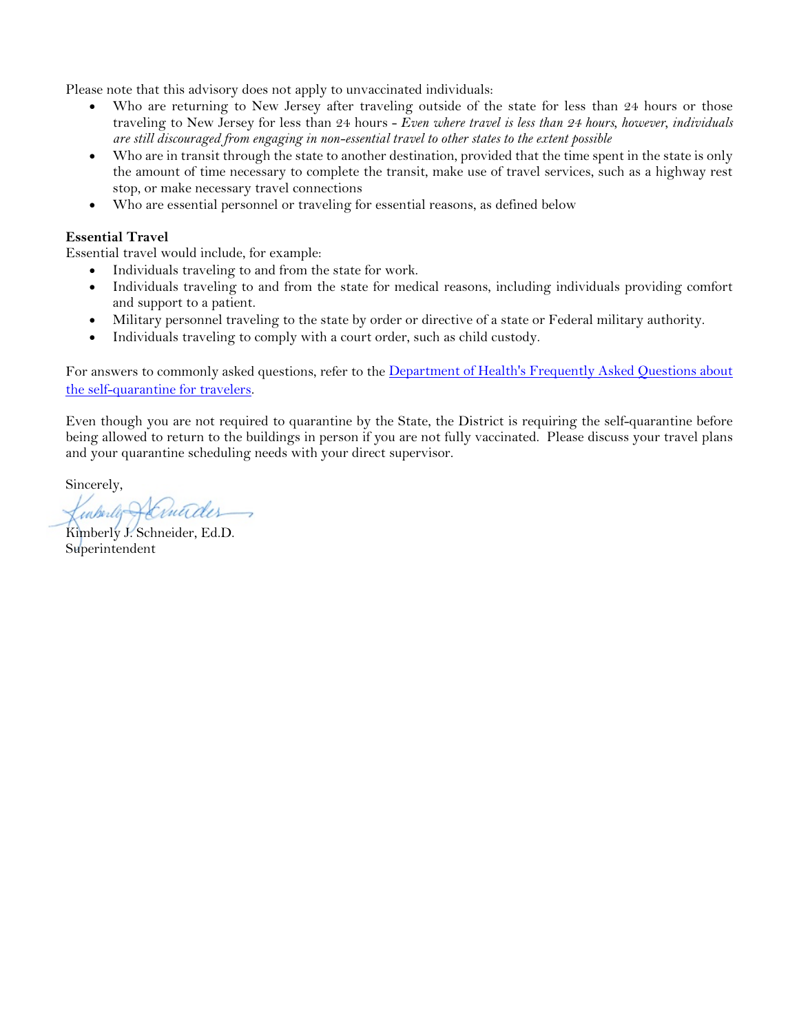Please note that this advisory does not apply to unvaccinated individuals:

- Who are returning to New Jersey after traveling outside of the state for less than 24 hours or those traveling to New Jersey for less than 24 hours - *Even where travel is less than 24 hours, however, individuals are still discouraged from engaging in non-essential travel to other states to the extent possible*
- Who are in transit through the state to another destination, provided that the time spent in the state is only the amount of time necessary to complete the transit, make use of travel services, such as a highway rest stop, or make necessary travel connections
- Who are essential personnel or traveling for essential reasons, as defined below

**Essential Travel**

Essential travel would include, for example:

- Individuals traveling to and from the state for work.
- Individuals traveling to and from the state for medical reasons, including individuals providing comfort and support to a patient.
- Military personnel traveling to the state by order or directive of a state or Federal military authority.
- Individuals traveling to comply with a court order, such as child custody.

For answers to commonly asked questions, refer to the [Department of Health's Frequently Asked Questions about the self-quarantine for travelers](#).

Even though you are not required to quarantine by the State, the District is requiring the self-quarantine before being allowed to return to the buildings in person if you are not fully vaccinated. Please discuss your travel plans and your quarantine scheduling needs with your direct supervisor.

Sincerely,

Kimberly J. Schneider, Ed.D.
Superintendent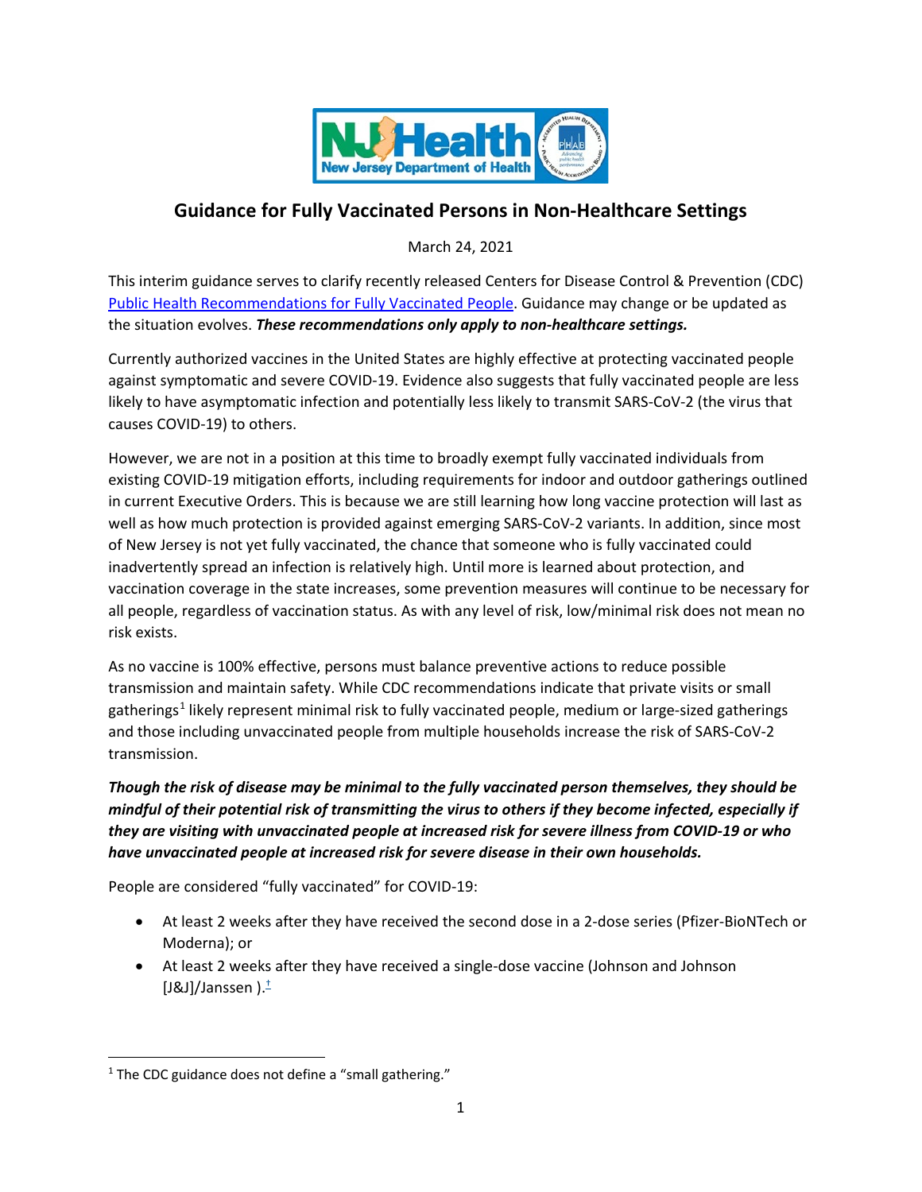NJ Health New Jersey Department of Health

# Guidance for Fully Vaccinated Persons in Non-Healthcare Settings

March 24, 2021

This interim guidance serves to clarify recently released Centers for Disease Control & Prevention (CDC) Public Health Recommendations for Fully Vaccinated People. Guidance may change or be updated as the situation evolves. ***These recommendations only apply to non-healthcare settings.***

Currently authorized vaccines in the United States are highly effective at protecting vaccinated people against symptomatic and severe COVID-19. Evidence also suggests that fully vaccinated people are less likely to have asymptomatic infection and potentially less likely to transmit SARS-CoV-2 (the virus that causes COVID-19) to others.

However, we are not in a position at this time to broadly exempt fully vaccinated individuals from existing COVID-19 mitigation efforts, including requirements for indoor and outdoor gatherings outlined in current Executive Orders. This is because we are still learning how long vaccine protection will last as well as how much protection is provided against emerging SARS-CoV-2 variants. In addition, since most of New Jersey is not yet fully vaccinated, the chance that someone who is fully vaccinated could inadvertently spread an infection is relatively high. Until more is learned about protection, and vaccination coverage in the state increases, some prevention measures will continue to be necessary for all people, regardless of vaccination status. As with any level of risk, low/minimal risk does not mean no risk exists.

As no vaccine is 100% effective, persons must balance preventive actions to reduce possible transmission and maintain safety. While CDC recommendations indicate that private visits or small gatherings[1] likely represent minimal risk to fully vaccinated people, medium or large-sized gatherings and those including unvaccinated people from multiple households increase the risk of SARS-CoV-2 transmission.

***Though the risk of disease may be minimal to the fully vaccinated person themselves, they should be mindful of their potential risk of transmitting the virus to others if they become infected, especially if they are visiting with unvaccinated people at increased risk for severe illness from COVID-19 or who have unvaccinated people at increased risk for severe disease in their own households.***

People are considered "fully vaccinated" for COVID-19:

- At least 2 weeks after they have received the second dose in a 2-dose series (Pfizer-BioNTech or Moderna); or
- At least 2 weeks after they have received a single-dose vaccine (Johnson and Johnson [J&J]/Janssen ).[†]

[1] The CDC guidance does not define a "small gathering."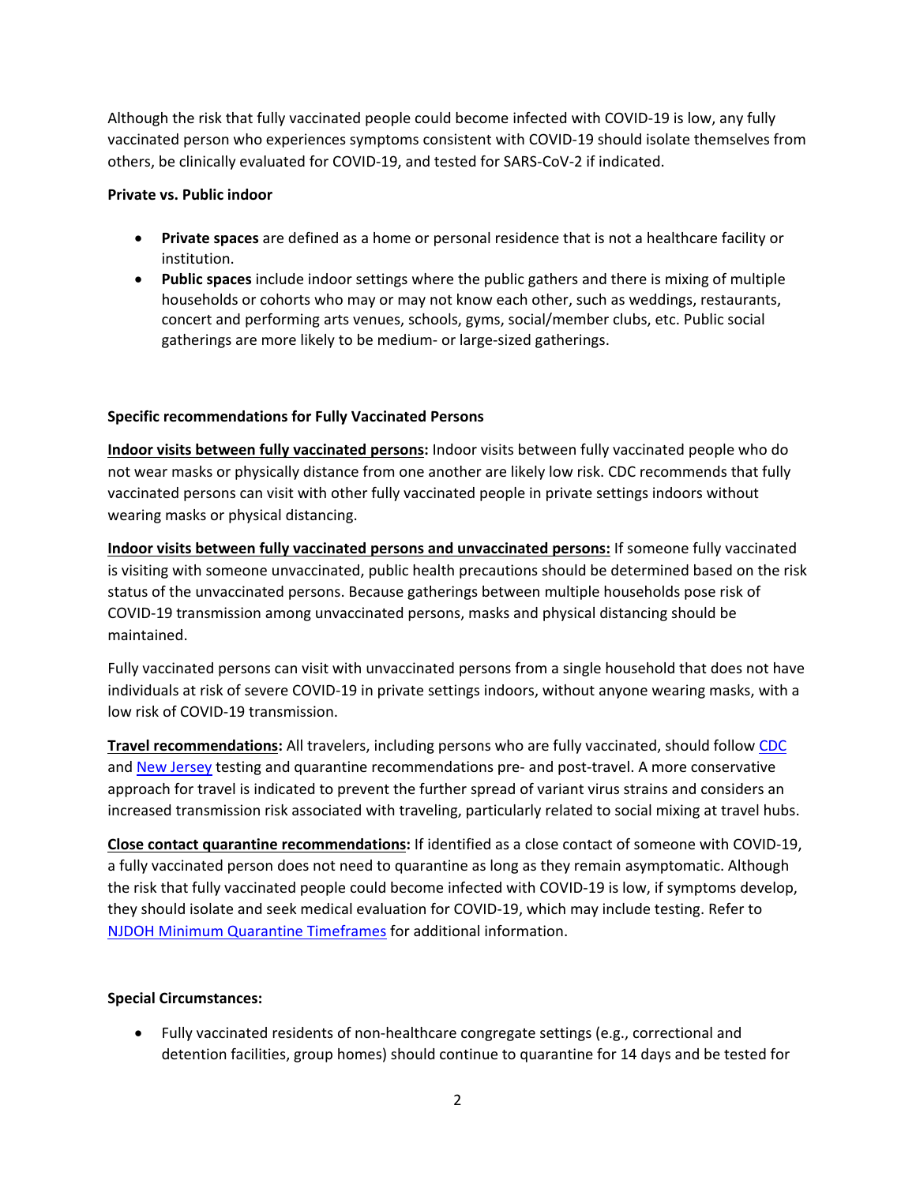Although the risk that fully vaccinated people could become infected with COVID-19 is low, any fully vaccinated person who experiences symptoms consistent with COVID-19 should isolate themselves from others, be clinically evaluated for COVID-19, and tested for SARS-CoV-2 if indicated.

**Private vs. Public indoor**

- **Private spaces** are defined as a home or personal residence that is not a healthcare facility or institution.
- **Public spaces** include indoor settings where the public gathers and there is mixing of multiple households or cohorts who may or may not know each other, such as weddings, restaurants, concert and performing arts venues, schools, gyms, social/member clubs, etc. Public social gatherings are more likely to be medium- or large-sized gatherings.

**Specific recommendations for Fully Vaccinated Persons**

**Indoor visits between fully vaccinated persons:** Indoor visits between fully vaccinated people who do not wear masks or physically distance from one another are likely low risk. CDC recommends that fully vaccinated persons can visit with other fully vaccinated people in private settings indoors without wearing masks or physical distancing.

**Indoor visits between fully vaccinated persons and unvaccinated persons:** If someone fully vaccinated is visiting with someone unvaccinated, public health precautions should be determined based on the risk status of the unvaccinated persons. Because gatherings between multiple households pose risk of COVID-19 transmission among unvaccinated persons, masks and physical distancing should be maintained.

Fully vaccinated persons can visit with unvaccinated persons from a single household that does not have individuals at risk of severe COVID-19 in private settings indoors, without anyone wearing masks, with a low risk of COVID-19 transmission.

**Travel recommendations:** All travelers, including persons who are fully vaccinated, should follow CDC and New Jersey testing and quarantine recommendations pre- and post-travel. A more conservative approach for travel is indicated to prevent the further spread of variant virus strains and considers an increased transmission risk associated with traveling, particularly related to social mixing at travel hubs.

**Close contact quarantine recommendations:** If identified as a close contact of someone with COVID-19, a fully vaccinated person does not need to quarantine as long as they remain asymptomatic. Although the risk that fully vaccinated people could become infected with COVID-19 is low, if symptoms develop, they should isolate and seek medical evaluation for COVID-19, which may include testing. Refer to NJDOH Minimum Quarantine Timeframes for additional information.

**Special Circumstances:**

- Fully vaccinated residents of non-healthcare congregate settings (e.g., correctional and detention facilities, group homes) should continue to quarantine for 14 days and be tested for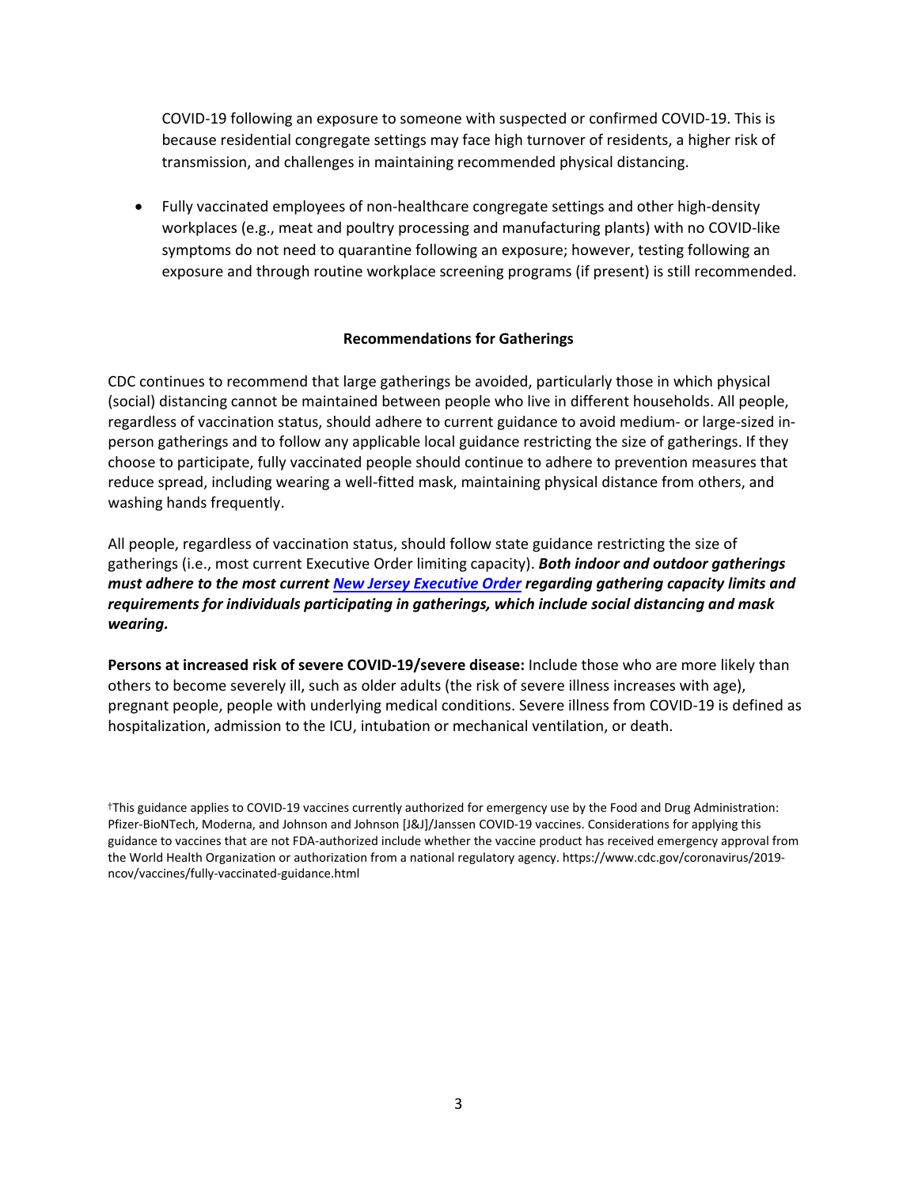COVID-19 following an exposure to someone with suspected or confirmed COVID-19. This is because residential congregate settings may face high turnover of residents, a higher risk of transmission, and challenges in maintaining recommended physical distancing.

- Fully vaccinated employees of non-healthcare congregate settings and other high-density workplaces (e.g., meat and poultry processing and manufacturing plants) with no COVID-like symptoms do not need to quarantine following an exposure; however, testing following an exposure and through routine workplace screening programs (if present) is still recommended.

**Recommendations for Gatherings**

CDC continues to recommend that large gatherings be avoided, particularly those in which physical (social) distancing cannot be maintained between people who live in different households. All people, regardless of vaccination status, should adhere to current guidance to avoid medium- or large-sized in-person gatherings and to follow any applicable local guidance restricting the size of gatherings. If they choose to participate, fully vaccinated people should continue to adhere to prevention measures that reduce spread, including wearing a well-fitted mask, maintaining physical distance from others, and washing hands frequently.

All people, regardless of vaccination status, should follow state guidance restricting the size of gatherings (i.e., most current Executive Order limiting capacity). ***Both indoor and outdoor gatherings must adhere to the most current New Jersey Executive Order regarding gathering capacity limits and requirements for individuals participating in gatherings, which include social distancing and mask wearing.***

**Persons at increased risk of severe COVID-19/severe disease:** Include those who are more likely than others to become severely ill, such as older adults (the risk of severe illness increases with age), pregnant people, people with underlying medical conditions. Severe illness from COVID-19 is defined as hospitalization, admission to the ICU, intubation or mechanical ventilation, or death.

†This guidance applies to COVID-19 vaccines currently authorized for emergency use by the Food and Drug Administration: Pfizer-BioNTech, Moderna, and Johnson and Johnson [J&J]/Janssen COVID-19 vaccines. Considerations for applying this guidance to vaccines that are not FDA-authorized include whether the vaccine product has received emergency approval from the World Health Organization or authorization from a national regulatory agency. https://www.cdc.gov/coronavirus/2019-ncov/vaccines/fully-vaccinated-guidance.html